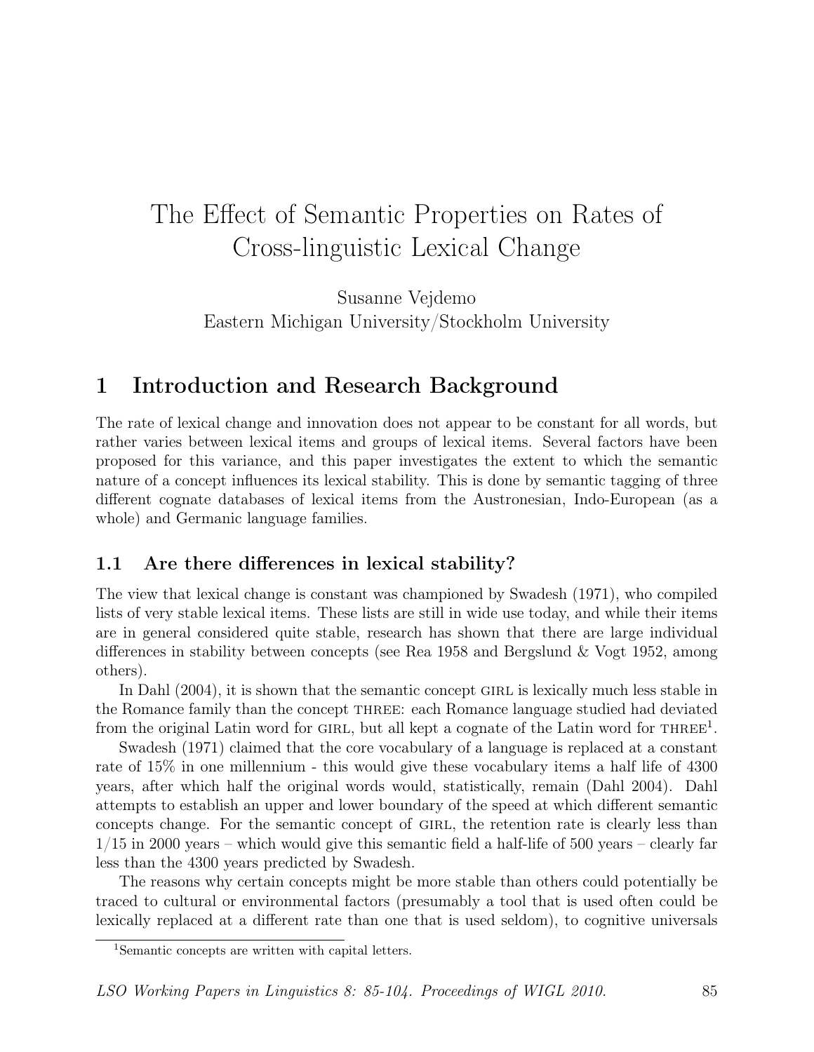# The Effect of Semantic Properties on Rates of Cross-linguistic Lexical Change

Susanne Vejdemo
Eastern Michigan University/Stockholm University

## 1 Introduction and Research Background

The rate of lexical change and innovation does not appear to be constant for all words, but rather varies between lexical items and groups of lexical items. Several factors have been proposed for this variance, and this paper investigates the extent to which the semantic nature of a concept influences its lexical stability. This is done by semantic tagging of three different cognate databases of lexical items from the Austronesian, Indo-European (as a whole) and Germanic language families.

### 1.1 Are there differences in lexical stability?

The view that lexical change is constant was championed by Swadesh (1971), who compiled lists of very stable lexical items. These lists are still in wide use today, and while their items are in general considered quite stable, research has shown that there are large individual differences in stability between concepts (see Rea 1958 and Bergslund & Vogt 1952, among others).

In Dahl (2004), it is shown that the semantic concept GIRL is lexically much less stable in the Romance family than the concept THREE: each Romance language studied had deviated from the original Latin word for GIRL, but all kept a cognate of the Latin word for THREE[1].

Swadesh (1971) claimed that the core vocabulary of a language is replaced at a constant rate of 15% in one millennium - this would give these vocabulary items a half life of 4300 years, after which half the original words would, statistically, remain (Dahl 2004). Dahl attempts to establish an upper and lower boundary of the speed at which different semantic concepts change. For the semantic concept of GIRL, the retention rate is clearly less than 1/15 in 2000 years – which would give this semantic field a half-life of 500 years – clearly far less than the 4300 years predicted by Swadesh.

The reasons why certain concepts might be more stable than others could potentially be traced to cultural or environmental factors (presumably a tool that is used often could be lexically replaced at a different rate than one that is used seldom), to cognitive universals

[1] Semantic concepts are written with capital letters.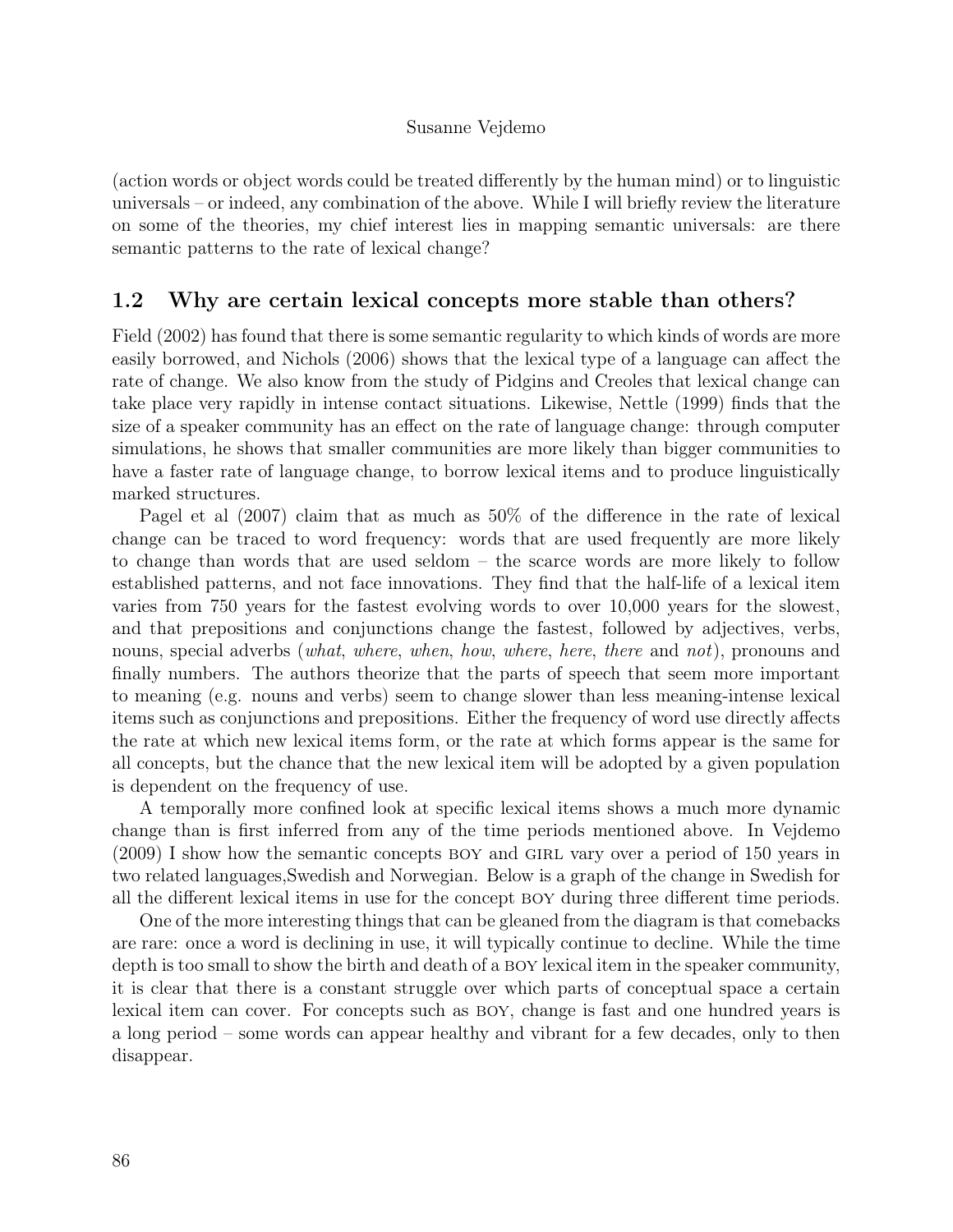(action words or object words could be treated differently by the human mind) or to linguistic universals – or indeed, any combination of the above. While I will briefly review the literature on some of the theories, my chief interest lies in mapping semantic universals: are there semantic patterns to the rate of lexical change?

## 1.2 Why are certain lexical concepts more stable than others?

Field (2002) has found that there is some semantic regularity to which kinds of words are more easily borrowed, and Nichols (2006) shows that the lexical type of a language can affect the rate of change. We also know from the study of Pidgins and Creoles that lexical change can take place very rapidly in intense contact situations. Likewise, Nettle (1999) finds that the size of a speaker community has an effect on the rate of language change: through computer simulations, he shows that smaller communities are more likely than bigger communities to have a faster rate of language change, to borrow lexical items and to produce linguistically marked structures.

Pagel et al (2007) claim that as much as 50% of the difference in the rate of lexical change can be traced to word frequency: words that are used frequently are more likely to change than words that are used seldom – the scarce words are more likely to follow established patterns, and not face innovations. They find that the half-life of a lexical item varies from 750 years for the fastest evolving words to over 10,000 years for the slowest, and that prepositions and conjunctions change the fastest, followed by adjectives, verbs, nouns, special adverbs (*what*, *where*, *when*, *how*, *where*, *here*, *there* and *not*), pronouns and finally numbers. The authors theorize that the parts of speech that seem more important to meaning (e.g. nouns and verbs) seem to change slower than less meaning-intense lexical items such as conjunctions and prepositions. Either the frequency of word use directly affects the rate at which new lexical items form, or the rate at which forms appear is the same for all concepts, but the chance that the new lexical item will be adopted by a given population is dependent on the frequency of use.

A temporally more confined look at specific lexical items shows a much more dynamic change than is first inferred from any of the time periods mentioned above. In Vejdemo (2009) I show how the semantic concepts BOY and GIRL vary over a period of 150 years in two related languages,Swedish and Norwegian. Below is a graph of the change in Swedish for all the different lexical items in use for the concept BOY during three different time periods.

One of the more interesting things that can be gleaned from the diagram is that comebacks are rare: once a word is declining in use, it will typically continue to decline. While the time depth is too small to show the birth and death of a BOY lexical item in the speaker community, it is clear that there is a constant struggle over which parts of conceptual space a certain lexical item can cover. For concepts such as BOY, change is fast and one hundred years is a long period – some words can appear healthy and vibrant for a few decades, only to then disappear.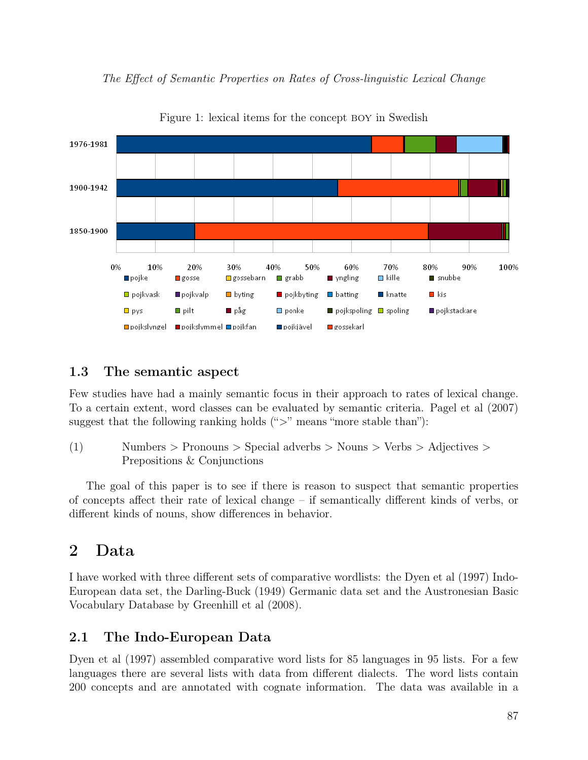Figure 1: lexical items for the concept BOY in Swedish

## 1.3 The semantic aspect

Few studies have had a mainly semantic focus in their approach to rates of lexical change. To a certain extent, word classes can be evaluated by semantic criteria. Pagel et al (2007) suggest that the following ranking holds (">" means "more stable than"):

(1) Numbers > Pronouns > Special adverbs > Nouns > Verbs > Adjectives > Prepositions & Conjunctions

The goal of this paper is to see if there is reason to suspect that semantic properties of concepts affect their rate of lexical change – if semantically different kinds of verbs, or different kinds of nouns, show differences in behavior.

# 2 Data

I have worked with three different sets of comparative wordlists: the Dyen et al (1997) Indo-European data set, the Darling-Buck (1949) Germanic data set and the Austronesian Basic Vocabulary Database by Greenhill et al (2008).

## 2.1 The Indo-European Data

Dyen et al (1997) assembled comparative word lists for 85 languages in 95 lists. For a few languages there are several lists with data from different dialects. The word lists contain 200 concepts and are annotated with cognate information. The data was available in a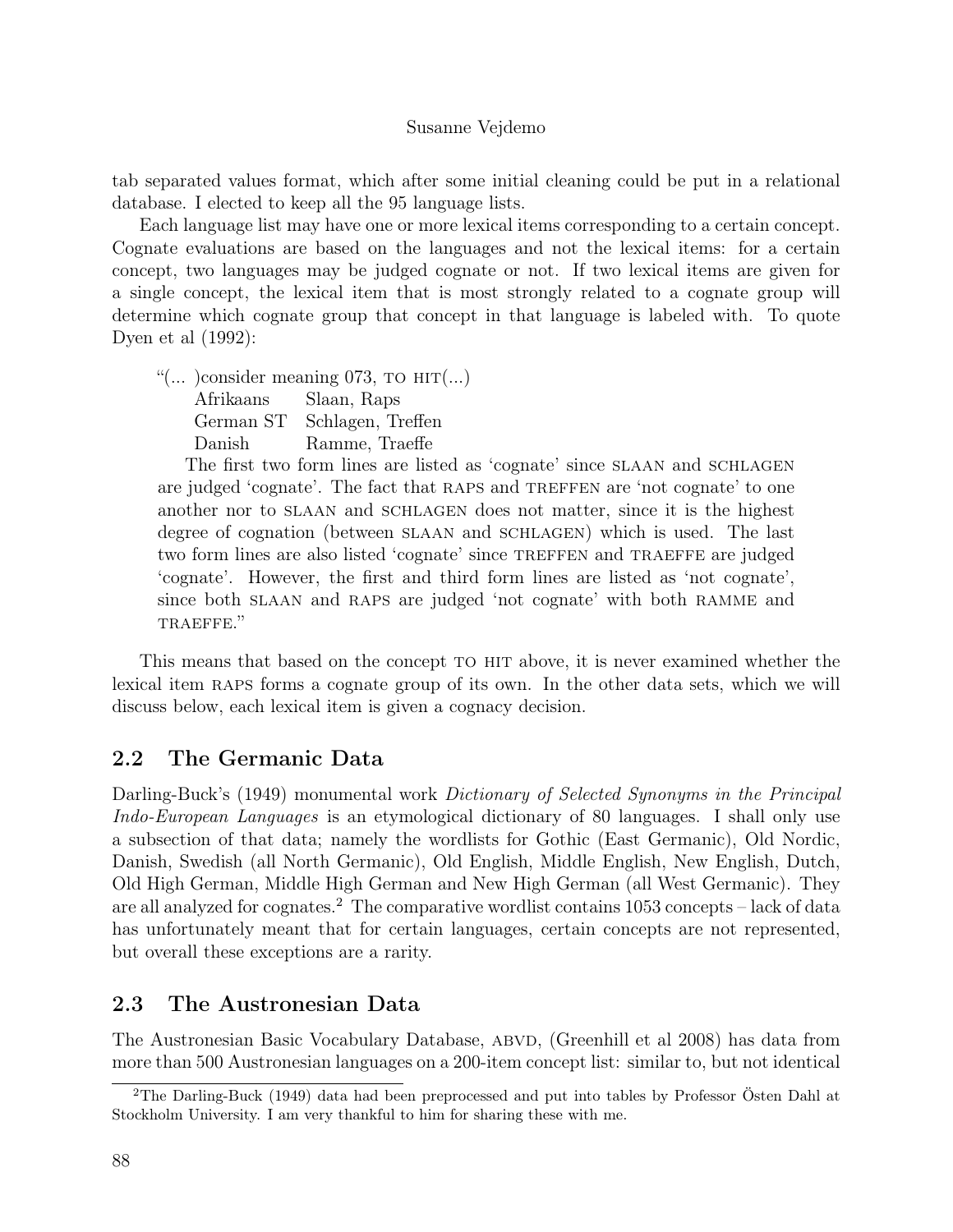tab separated values format, which after some initial cleaning could be put in a relational database. I elected to keep all the 95 language lists.

Each language list may have one or more lexical items corresponding to a certain concept. Cognate evaluations are based on the languages and not the lexical items: for a certain concept, two languages may be judged cognate or not. If two lexical items are given for a single concept, the lexical item that is most strongly related to a cognate group will determine which cognate group that concept in that language is labeled with. To quote Dyen et al (1992):

> "(... )consider meaning 073, TO HIT(...)
>
> | | |
> |---|---|
> | Afrikaans | Slaan, Raps |
> | German ST | Schlagen, Treffen |
> | Danish | Ramme, Traeffe |
>
> The first two form lines are listed as 'cognate' since SLAAN and SCHLAGEN are judged 'cognate'. The fact that RAPS and TREFFEN are 'not cognate' to one another nor to SLAAN and SCHLAGEN does not matter, since it is the highest degree of cognation (between SLAAN and SCHLAGEN) which is used. The last two form lines are also listed 'cognate' since TREFFEN and TRAEFFE are judged 'cognate'. However, the first and third form lines are listed as 'not cognate', since both SLAAN and RAPS are judged 'not cognate' with both RAMME and TRAEFFE."

This means that based on the concept TO HIT above, it is never examined whether the lexical item RAPS forms a cognate group of its own. In the other data sets, which we will discuss below, each lexical item is given a cognacy decision.

## 2.2 The Germanic Data

Darling-Buck's (1949) monumental work *Dictionary of Selected Synonyms in the Principal Indo-European Languages* is an etymological dictionary of 80 languages. I shall only use a subsection of that data; namely the wordlists for Gothic (East Germanic), Old Nordic, Danish, Swedish (all North Germanic), Old English, Middle English, New English, Dutch, Old High German, Middle High German and New High German (all West Germanic). They are all analyzed for cognates.[2] The comparative wordlist contains 1053 concepts – lack of data has unfortunately meant that for certain languages, certain concepts are not represented, but overall these exceptions are a rarity.

## 2.3 The Austronesian Data

The Austronesian Basic Vocabulary Database, ABVD, (Greenhill et al 2008) has data from more than 500 Austronesian languages on a 200-item concept list: similar to, but not identical

---

[2] The Darling-Buck (1949) data had been preprocessed and put into tables by Professor Östen Dahl at Stockholm University. I am very thankful to him for sharing these with me.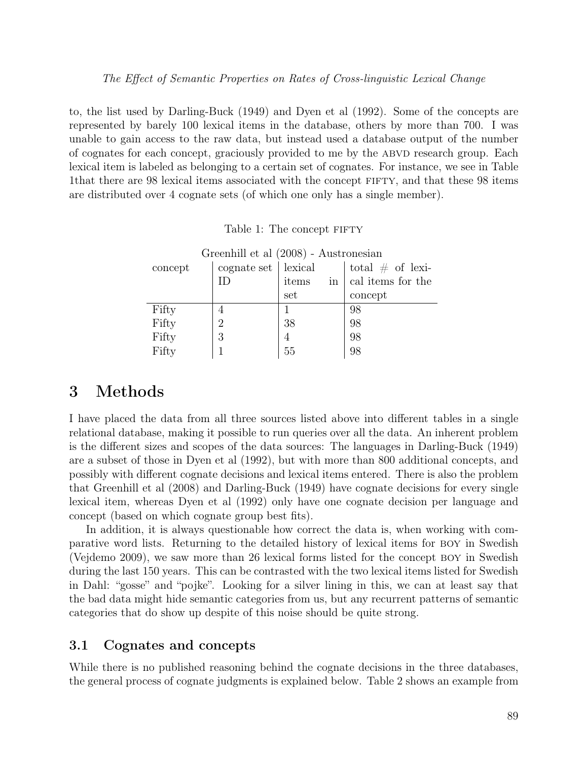to, the list used by Darling-Buck (1949) and Dyen et al (1992). Some of the concepts are represented by barely 100 lexical items in the database, others by more than 700. I was unable to gain access to the raw data, but instead used a database output of the number of cognates for each concept, graciously provided to me by the ABVD research group. Each lexical item is labeled as belonging to a certain set of cognates. For instance, we see in Table 1that there are 98 lexical items associated with the concept FIFTY, and that these 98 items are distributed over 4 cognate sets (of which one only has a single member).

Table 1: The concept FIFTY

Greenhill et al (2008) - Austronesian

| concept | cognate set ID | lexical items in set | total # of lexical items for the concept |
|---|---|---|---|
| Fifty | 4 | 1 | 98 |
| Fifty | 2 | 38 | 98 |
| Fifty | 3 | 4 | 98 |
| Fifty | 1 | 55 | 98 |

# 3 Methods

I have placed the data from all three sources listed above into different tables in a single relational database, making it possible to run queries over all the data. An inherent problem is the different sizes and scopes of the data sources: The languages in Darling-Buck (1949) are a subset of those in Dyen et al (1992), but with more than 800 additional concepts, and possibly with different cognate decisions and lexical items entered. There is also the problem that Greenhill et al (2008) and Darling-Buck (1949) have cognate decisions for every single lexical item, whereas Dyen et al (1992) only have one cognate decision per language and concept (based on which cognate group best fits).

In addition, it is always questionable how correct the data is, when working with comparative word lists. Returning to the detailed history of lexical items for BOY in Swedish (Vejdemo 2009), we saw more than 26 lexical forms listed for the concept BOY in Swedish during the last 150 years. This can be contrasted with the two lexical items listed for Swedish in Dahl: "gosse" and "pojke". Looking for a silver lining in this, we can at least say that the bad data might hide semantic categories from us, but any recurrent patterns of semantic categories that do show up despite of this noise should be quite strong.

## 3.1 Cognates and concepts

While there is no published reasoning behind the cognate decisions in the three databases, the general process of cognate judgments is explained below. Table 2 shows an example from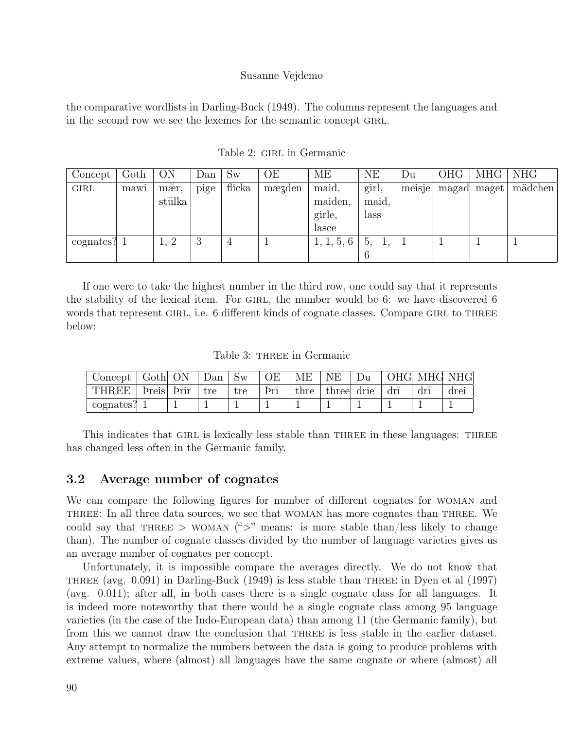the comparative wordlists in Darling-Buck (1949). The columns represent the languages and in the second row we see the lexemes for the semantic concept GIRL.

Table 2: GIRL in Germanic

| Concept | Goth | ON | Dan | Sw | OE | ME | NE | Du | OHG | MHG | NHG |
|---|---|---|---|---|---|---|---|---|---|---|---|
| GIRL | mawi | mǣr, stūlka | pige | flicka | mæȝden | maid, maiden, girle, lasce | girl, maid, lass | meisje | magad | maget | mädchen |
| cognates? | 1 | 1, 2 | 3 | 4 | 1 | 1, 1, 5, 6 | 5, 1, 6 | 1 | 1 | 1 | 1 |

If one were to take the highest number in the third row, one could say that it represents the stability of the lexical item. For GIRL, the number would be 6: we have discovered 6 words that represent GIRL, i.e. 6 different kinds of cognate classes. Compare GIRL to THREE below:

Table 3: THREE in Germanic

| Concept | Goth | ON | Dan | Sw | OE | ME | NE | Du | OHG | MHG | NHG |
|---|---|---|---|---|---|---|---|---|---|---|---|
| THREE | Þreis | Þrir | tre | tre | Þrī | thre | three | drie | drī | drī | drei |
| cognates? | 1 | 1 | 1 | 1 | 1 | 1 | 1 | 1 | 1 | 1 | 1 |

This indicates that GIRL is lexically less stable than THREE in these languages: THREE has changed less often in the Germanic family.

### 3.2 Average number of cognates

We can compare the following figures for number of different cognates for WOMAN and THREE: In all three data sources, we see that WOMAN has more cognates than THREE. We could say that THREE > WOMAN (">" means: is more stable than/less likely to change than). The number of cognate classes divided by the number of language varieties gives us an average number of cognates per concept.

Unfortunately, it is impossible compare the averages directly. We do not know that THREE (avg. 0.091) in Darling-Buck (1949) is less stable than THREE in Dyen et al (1997) (avg. 0.011); after all, in both cases there is a single cognate class for all languages. It is indeed more noteworthy that there would be a single cognate class among 95 language varieties (in the case of the Indo-European data) than among 11 (the Germanic family), but from this we cannot draw the conclusion that THREE is less stable in the earlier dataset. Any attempt to normalize the numbers between the data is going to produce problems with extreme values, where (almost) all languages have the same cognate or where (almost) all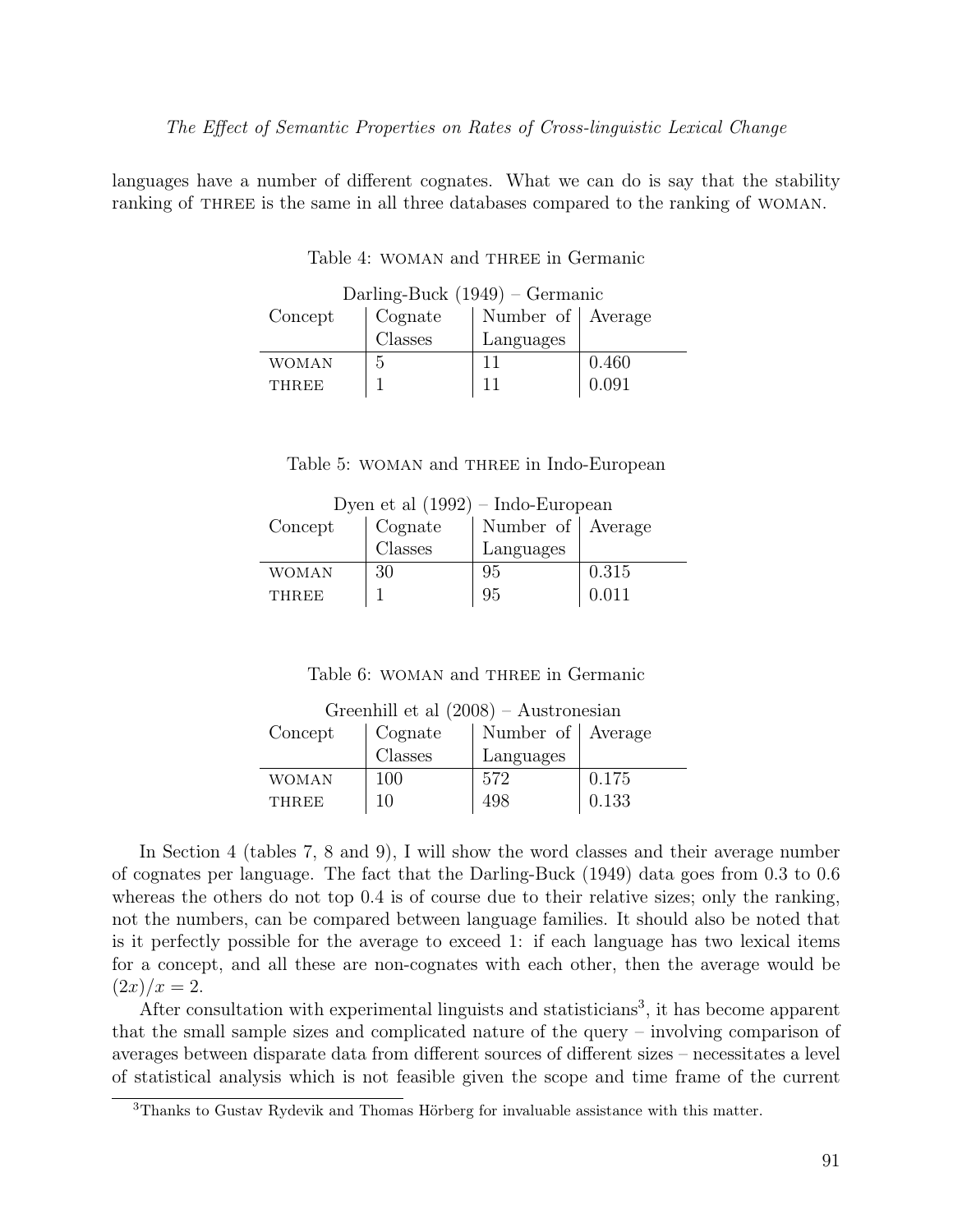languages have a number of different cognates. What we can do is say that the stability ranking of THREE is the same in all three databases compared to the ranking of WOMAN.

Table 4: WOMAN and THREE in Germanic

| Darling-Buck (1949) – Germanic | | | |
|---|---|---|---|
| Concept | Cognate Classes | Number of Languages | Average |
| WOMAN | 5 | 11 | 0.460 |
| THREE | 1 | 11 | 0.091 |

Table 5: WOMAN and THREE in Indo-European

| Dyen et al (1992) – Indo-European | | | |
|---|---|---|---|
| Concept | Cognate Classes | Number of Languages | Average |
| WOMAN | 30 | 95 | 0.315 |
| THREE | 1 | 95 | 0.011 |

Table 6: WOMAN and THREE in Germanic

| Greenhill et al (2008) – Austronesian | | | |
|---|---|---|---|
| Concept | Cognate Classes | Number of Languages | Average |
| WOMAN | 100 | 572 | 0.175 |
| THREE | 10 | 498 | 0.133 |

In Section 4 (tables 7, 8 and 9), I will show the word classes and their average number of cognates per language. The fact that the Darling-Buck (1949) data goes from 0.3 to 0.6 whereas the others do not top 0.4 is of course due to their relative sizes; only the ranking, not the numbers, can be compared between language families. It should also be noted that is it perfectly possible for the average to exceed 1: if each language has two lexical items for a concept, and all these are non-cognates with each other, then the average would be $(2x)/x = 2$.

After consultation with experimental linguists and statisticians[3], it has become apparent that the small sample sizes and complicated nature of the query – involving comparison of averages between disparate data from different sources of different sizes – necessitates a level of statistical analysis which is not feasible given the scope and time frame of the current

[3] Thanks to Gustav Rydevik and Thomas Hörberg for invaluable assistance with this matter.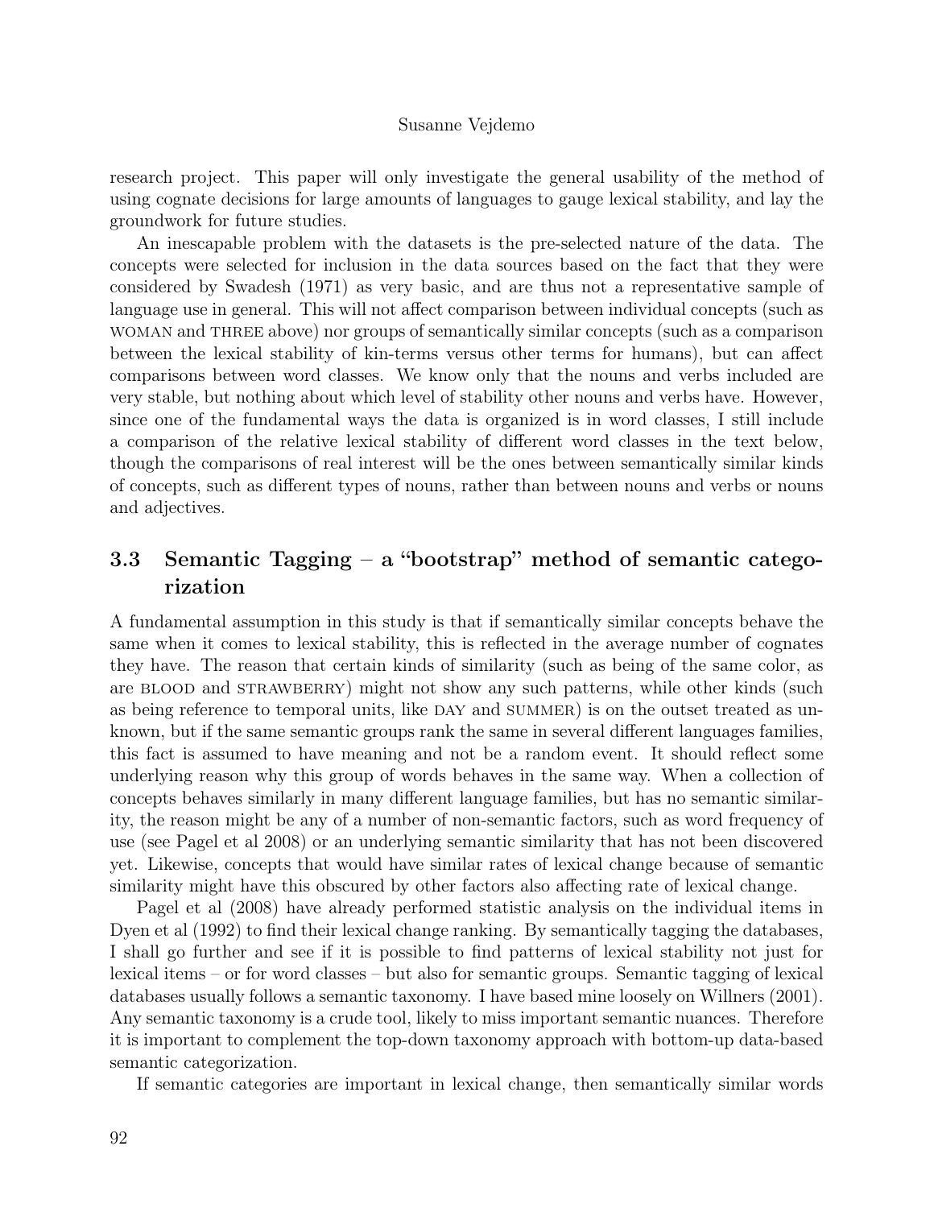research project. This paper will only investigate the general usability of the method of using cognate decisions for large amounts of languages to gauge lexical stability, and lay the groundwork for future studies.

An inescapable problem with the datasets is the pre-selected nature of the data. The concepts were selected for inclusion in the data sources based on the fact that they were considered by Swadesh (1971) as very basic, and are thus not a representative sample of language use in general. This will not affect comparison between individual concepts (such as WOMAN and THREE above) nor groups of semantically similar concepts (such as a comparison between the lexical stability of kin-terms versus other terms for humans), but can affect comparisons between word classes. We know only that the nouns and verbs included are very stable, but nothing about which level of stability other nouns and verbs have. However, since one of the fundamental ways the data is organized is in word classes, I still include a comparison of the relative lexical stability of different word classes in the text below, though the comparisons of real interest will be the ones between semantically similar kinds of concepts, such as different types of nouns, rather than between nouns and verbs or nouns and adjectives.

### 3.3 Semantic Tagging – a "bootstrap" method of semantic categorization

A fundamental assumption in this study is that if semantically similar concepts behave the same when it comes to lexical stability, this is reflected in the average number of cognates they have. The reason that certain kinds of similarity (such as being of the same color, as are BLOOD and STRAWBERRY) might not show any such patterns, while other kinds (such as being reference to temporal units, like DAY and SUMMER) is on the outset treated as unknown, but if the same semantic groups rank the same in several different languages families, this fact is assumed to have meaning and not be a random event. It should reflect some underlying reason why this group of words behaves in the same way. When a collection of concepts behaves similarly in many different language families, but has no semantic similarity, the reason might be any of a number of non-semantic factors, such as word frequency of use (see Pagel et al 2008) or an underlying semantic similarity that has not been discovered yet. Likewise, concepts that would have similar rates of lexical change because of semantic similarity might have this obscured by other factors also affecting rate of lexical change.

Pagel et al (2008) have already performed statistic analysis on the individual items in Dyen et al (1992) to find their lexical change ranking. By semantically tagging the databases, I shall go further and see if it is possible to find patterns of lexical stability not just for lexical items – or for word classes – but also for semantic groups. Semantic tagging of lexical databases usually follows a semantic taxonomy. I have based mine loosely on Willners (2001). Any semantic taxonomy is a crude tool, likely to miss important semantic nuances. Therefore it is important to complement the top-down taxonomy approach with bottom-up data-based semantic categorization.

If semantic categories are important in lexical change, then semantically similar words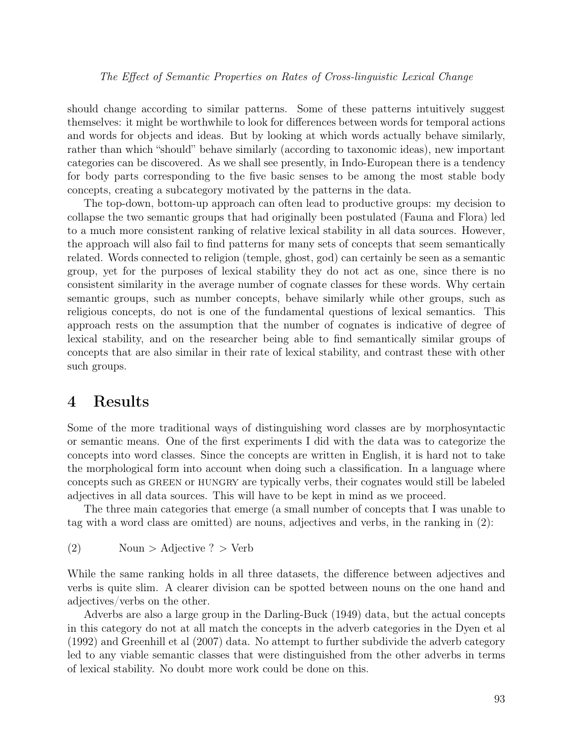should change according to similar patterns. Some of these patterns intuitively suggest themselves: it might be worthwhile to look for differences between words for temporal actions and words for objects and ideas. But by looking at which words actually behave similarly, rather than which "should" behave similarly (according to taxonomic ideas), new important categories can be discovered. As we shall see presently, in Indo-European there is a tendency for body parts corresponding to the five basic senses to be among the most stable body concepts, creating a subcategory motivated by the patterns in the data.

The top-down, bottom-up approach can often lead to productive groups: my decision to collapse the two semantic groups that had originally been postulated (Fauna and Flora) led to a much more consistent ranking of relative lexical stability in all data sources. However, the approach will also fail to find patterns for many sets of concepts that seem semantically related. Words connected to religion (temple, ghost, god) can certainly be seen as a semantic group, yet for the purposes of lexical stability they do not act as one, since there is no consistent similarity in the average number of cognate classes for these words. Why certain semantic groups, such as number concepts, behave similarly while other groups, such as religious concepts, do not is one of the fundamental questions of lexical semantics. This approach rests on the assumption that the number of cognates is indicative of degree of lexical stability, and on the researcher being able to find semantically similar groups of concepts that are also similar in their rate of lexical stability, and contrast these with other such groups.

# 4 Results

Some of the more traditional ways of distinguishing word classes are by morphosyntactic or semantic means. One of the first experiments I did with the data was to categorize the concepts into word classes. Since the concepts are written in English, it is hard not to take the morphological form into account when doing such a classification. In a language where concepts such as GREEN or HUNGRY are typically verbs, their cognates would still be labeled adjectives in all data sources. This will have to be kept in mind as we proceed.

The three main categories that emerge (a small number of concepts that I was unable to tag with a word class are omitted) are nouns, adjectives and verbs, in the ranking in (2):

(2) Noun > Adjective ? > Verb

While the same ranking holds in all three datasets, the difference between adjectives and verbs is quite slim. A clearer division can be spotted between nouns on the one hand and adjectives/verbs on the other.

Adverbs are also a large group in the Darling-Buck (1949) data, but the actual concepts in this category do not at all match the concepts in the adverb categories in the Dyen et al (1992) and Greenhill et al (2007) data. No attempt to further subdivide the adverb category led to any viable semantic classes that were distinguished from the other adverbs in terms of lexical stability. No doubt more work could be done on this.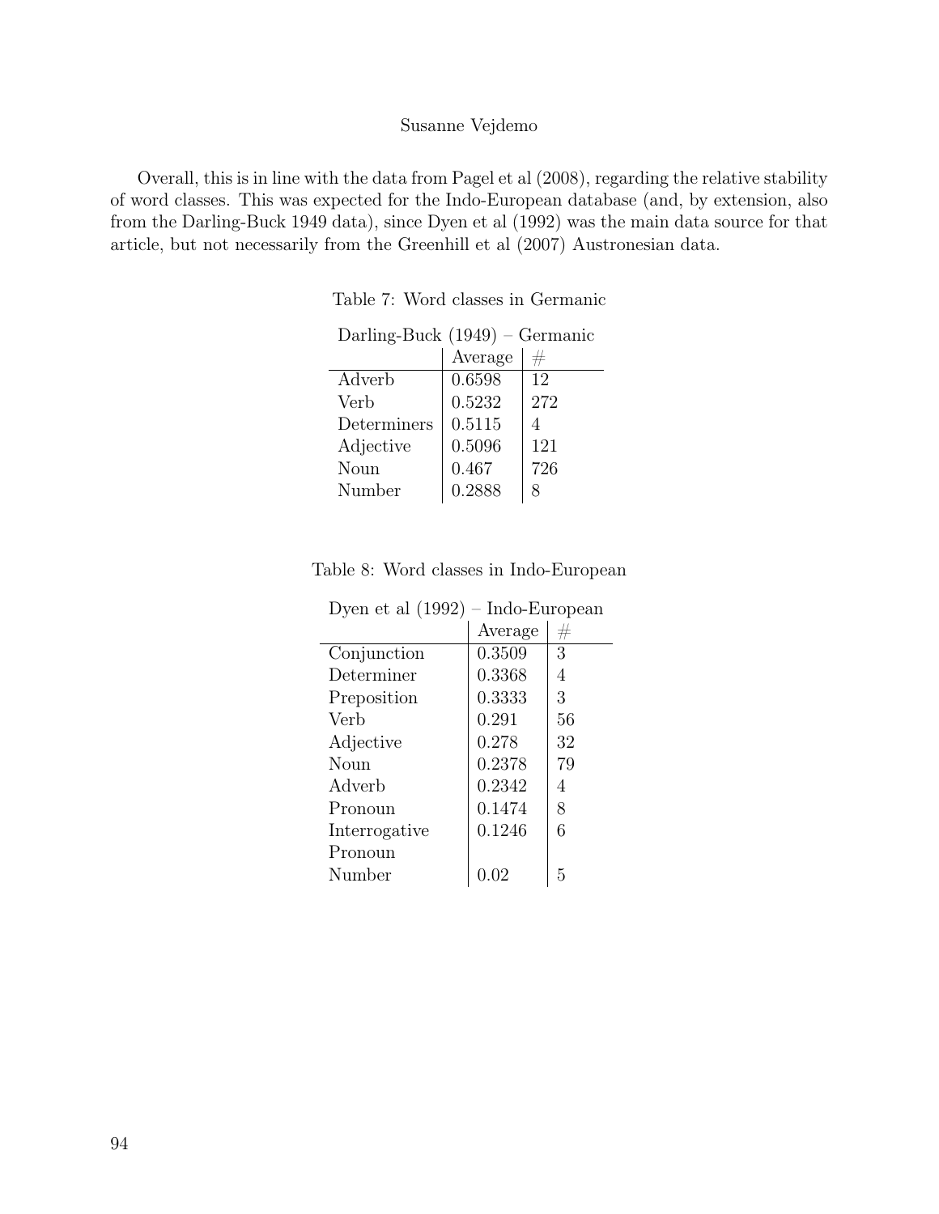Overall, this is in line with the data from Pagel et al (2008), regarding the relative stability of word classes. This was expected for the Indo-European database (and, by extension, also from the Darling-Buck 1949 data), since Dyen et al (1992) was the main data source for that article, but not necessarily from the Greenhill et al (2007) Austronesian data.

Table 7: Word classes in Germanic

Darling-Buck (1949) – Germanic

| | Average | # |
|---|---|---|
| Adverb | 0.6598 | 12 |
| Verb | 0.5232 | 272 |
| Determiners | 0.5115 | 4 |
| Adjective | 0.5096 | 121 |
| Noun | 0.467 | 726 |
| Number | 0.2888 | 8 |

Table 8: Word classes in Indo-European

Dyen et al (1992) – Indo-European

| | Average | # |
|---|---|---|
| Conjunction | 0.3509 | 3 |
| Determiner | 0.3368 | 4 |
| Preposition | 0.3333 | 3 |
| Verb | 0.291 | 56 |
| Adjective | 0.278 | 32 |
| Noun | 0.2378 | 79 |
| Adverb | 0.2342 | 4 |
| Pronoun | 0.1474 | 8 |
| Interrogative Pronoun | 0.1246 | 6 |
| Number | 0.02 | 5 |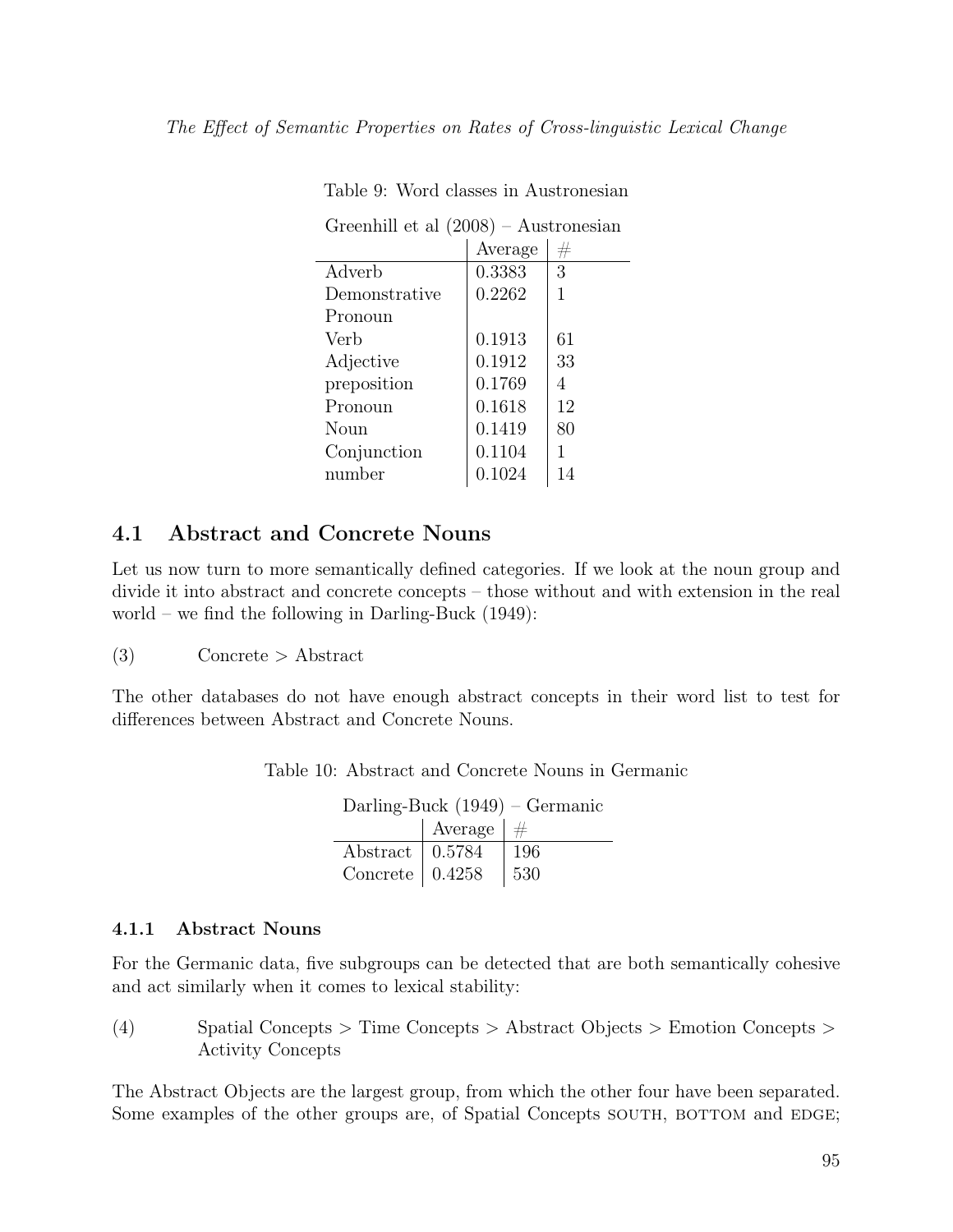Table 9: Word classes in Austronesian

| Greenhill et al (2008) – Austronesian | | |
|---|---|---|
| | Average | # |
| Adverb | 0.3383 | 3 |
| Demonstrative Pronoun | 0.2262 | 1 |
| Verb | 0.1913 | 61 |
| Adjective | 0.1912 | 33 |
| preposition | 0.1769 | 4 |
| Pronoun | 0.1618 | 12 |
| Noun | 0.1419 | 80 |
| Conjunction | 0.1104 | 1 |
| number | 0.1024 | 14 |

## 4.1 Abstract and Concrete Nouns

Let us now turn to more semantically defined categories. If we look at the noun group and divide it into abstract and concrete concepts – those without and with extension in the real world – we find the following in Darling-Buck (1949):

(3) Concrete > Abstract

The other databases do not have enough abstract concepts in their word list to test for differences between Abstract and Concrete Nouns.

Table 10: Abstract and Concrete Nouns in Germanic

| Darling-Buck (1949) – Germanic | | |
|---|---|---|
| | Average | # |
| Abstract | 0.5784 | 196 |
| Concrete | 0.4258 | 530 |

### 4.1.1 Abstract Nouns

For the Germanic data, five subgroups can be detected that are both semantically cohesive and act similarly when it comes to lexical stability:

(4) Spatial Concepts > Time Concepts > Abstract Objects > Emotion Concepts > Activity Concepts

The Abstract Objects are the largest group, from which the other four have been separated. Some examples of the other groups are, of Spatial Concepts SOUTH, BOTTOM and EDGE;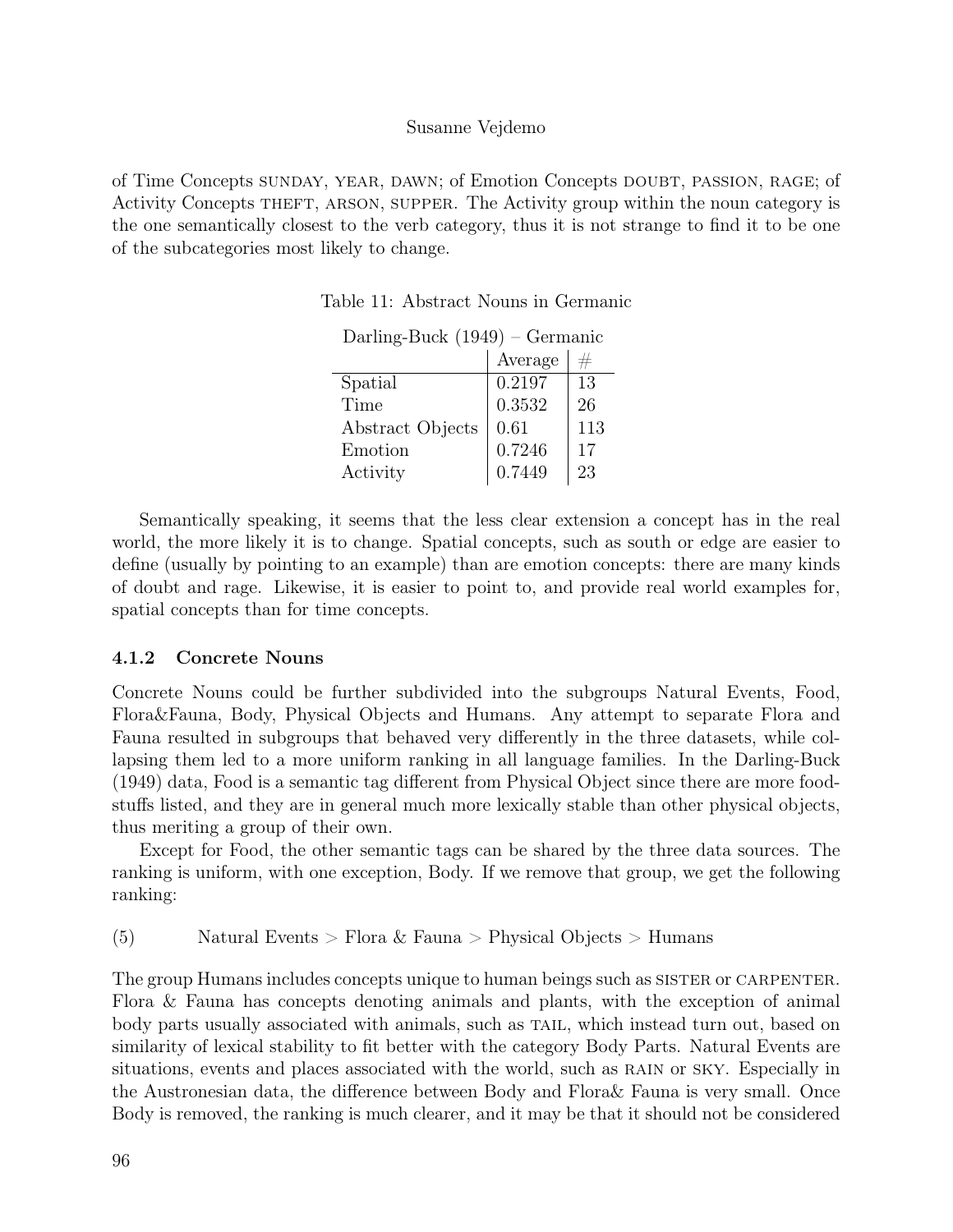of Time Concepts SUNDAY, YEAR, DAWN; of Emotion Concepts DOUBT, PASSION, RAGE; of Activity Concepts THEFT, ARSON, SUPPER. The Activity group within the noun category is the one semantically closest to the verb category, thus it is not strange to find it to be one of the subcategories most likely to change.

Table 11: Abstract Nouns in Germanic

| Darling-Buck (1949) – Germanic | | |
|---|---|---|
| | Average | # |
| Spatial | 0.2197 | 13 |
| Time | 0.3532 | 26 |
| Abstract Objects | 0.61 | 113 |
| Emotion | 0.7246 | 17 |
| Activity | 0.7449 | 23 |

Semantically speaking, it seems that the less clear extension a concept has in the real world, the more likely it is to change. Spatial concepts, such as south or edge are easier to define (usually by pointing to an example) than are emotion concepts: there are many kinds of doubt and rage. Likewise, it is easier to point to, and provide real world examples for, spatial concepts than for time concepts.

### 4.1.2 Concrete Nouns

Concrete Nouns could be further subdivided into the subgroups Natural Events, Food, Flora&Fauna, Body, Physical Objects and Humans. Any attempt to separate Flora and Fauna resulted in subgroups that behaved very differently in the three datasets, while collapsing them led to a more uniform ranking in all language families. In the Darling-Buck (1949) data, Food is a semantic tag different from Physical Object since there are more foodstuffs listed, and they are in general much more lexically stable than other physical objects, thus meriting a group of their own.

Except for Food, the other semantic tags can be shared by the three data sources. The ranking is uniform, with one exception, Body. If we remove that group, we get the following ranking:

(5) Natural Events > Flora & Fauna > Physical Objects > Humans

The group Humans includes concepts unique to human beings such as SISTER or CARPENTER. Flora & Fauna has concepts denoting animals and plants, with the exception of animal body parts usually associated with animals, such as TAIL, which instead turn out, based on similarity of lexical stability to fit better with the category Body Parts. Natural Events are situations, events and places associated with the world, such as RAIN or SKY. Especially in the Austronesian data, the difference between Body and Flora& Fauna is very small. Once Body is removed, the ranking is much clearer, and it may be that it should not be considered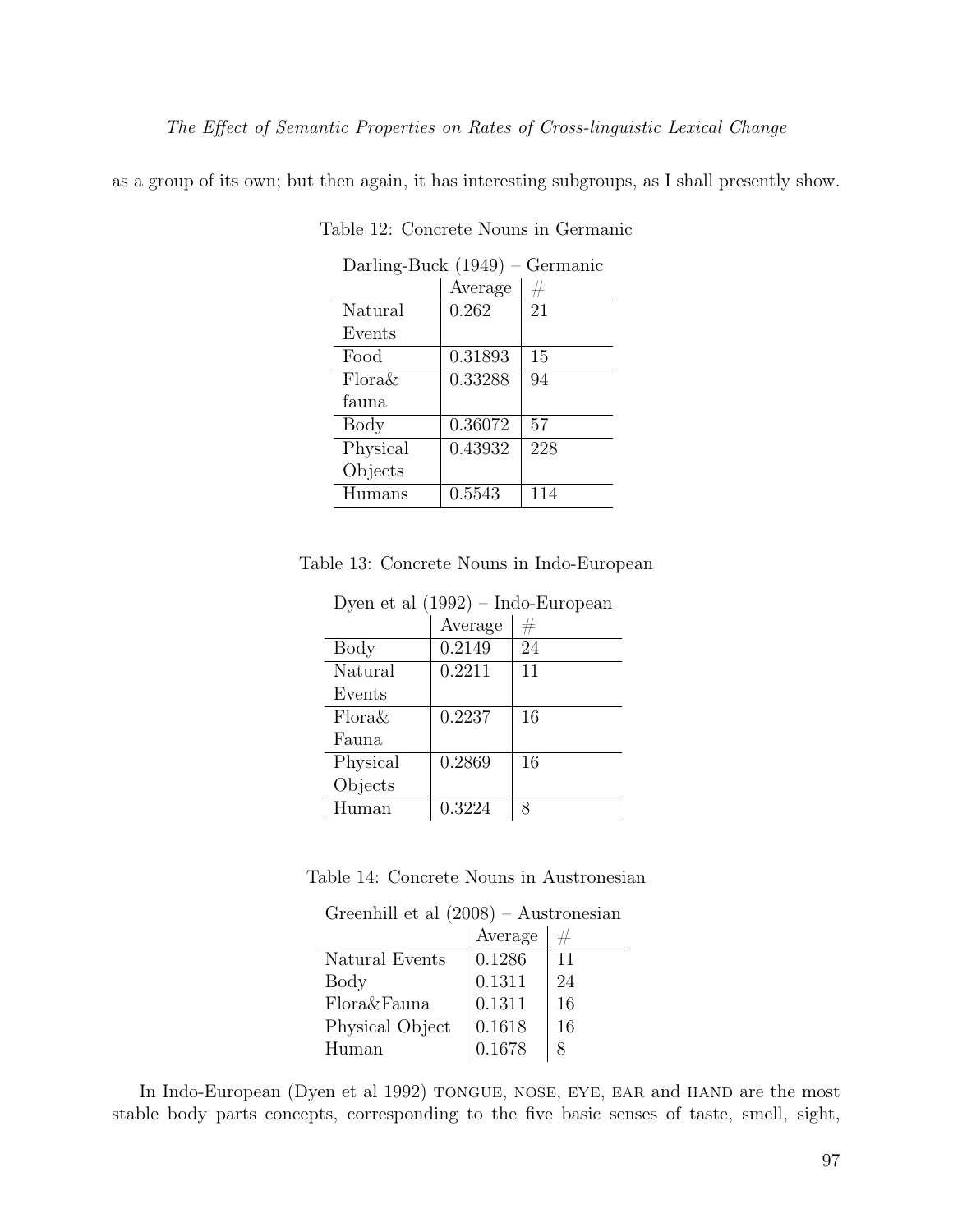as a group of its own; but then again, it has interesting subgroups, as I shall presently show.

Table 12: Concrete Nouns in Germanic

| Darling-Buck (1949) – Germanic | | |
|---|---|---|
| | Average | # |
| Natural Events | 0.262 | 21 |
| Food | 0.31893 | 15 |
| Flora& fauna | 0.33288 | 94 |
| Body | 0.36072 | 57 |
| Physical Objects | 0.43932 | 228 |
| Humans | 0.5543 | 114 |

Table 13: Concrete Nouns in Indo-European

| Dyen et al (1992) – Indo-European | | |
|---|---|---|
| | Average | # |
| Body | 0.2149 | 24 |
| Natural Events | 0.2211 | 11 |
| Flora& Fauna | 0.2237 | 16 |
| Physical Objects | 0.2869 | 16 |
| Human | 0.3224 | 8 |

Table 14: Concrete Nouns in Austronesian

| Greenhill et al (2008) – Austronesian | | |
|---|---|---|
| | Average | # |
| Natural Events | 0.1286 | 11 |
| Body | 0.1311 | 24 |
| Flora&Fauna | 0.1311 | 16 |
| Physical Object | 0.1618 | 16 |
| Human | 0.1678 | 8 |

In Indo-European (Dyen et al 1992) TONGUE, NOSE, EYE, EAR and HAND are the most stable body parts concepts, corresponding to the five basic senses of taste, smell, sight,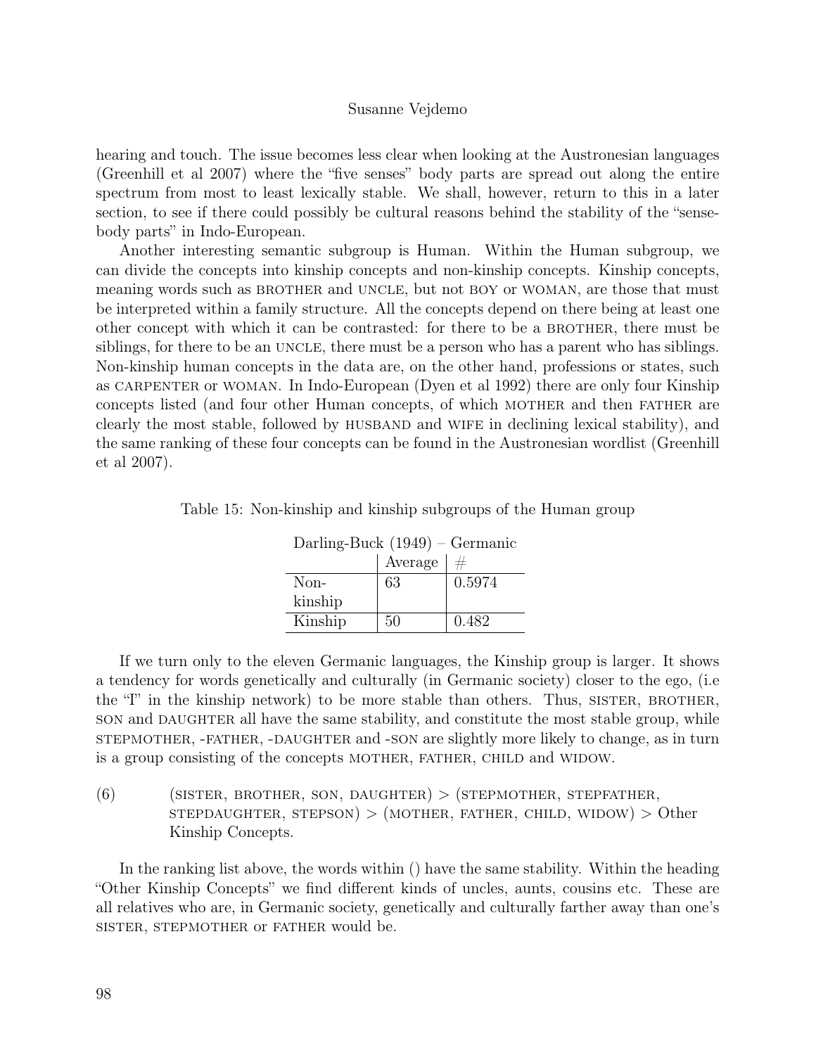hearing and touch. The issue becomes less clear when looking at the Austronesian languages (Greenhill et al 2007) where the "five senses" body parts are spread out along the entire spectrum from most to least lexically stable. We shall, however, return to this in a later section, to see if there could possibly be cultural reasons behind the stability of the "sense-body parts" in Indo-European.

Another interesting semantic subgroup is Human. Within the Human subgroup, we can divide the concepts into kinship concepts and non-kinship concepts. Kinship concepts, meaning words such as BROTHER and UNCLE, but not BOY or WOMAN, are those that must be interpreted within a family structure. All the concepts depend on there being at least one other concept with which it can be contrasted: for there to be a BROTHER, there must be siblings, for there to be an UNCLE, there must be a person who has a parent who has siblings. Non-kinship human concepts in the data are, on the other hand, professions or states, such as CARPENTER or WOMAN. In Indo-European (Dyen et al 1992) there are only four Kinship concepts listed (and four other Human concepts, of which MOTHER and then FATHER are clearly the most stable, followed by HUSBAND and WIFE in declining lexical stability), and the same ranking of these four concepts can be found in the Austronesian wordlist (Greenhill et al 2007).

Table 15: Non-kinship and kinship subgroups of the Human group

| Darling-Buck (1949) – Germanic | | |
|---|---|---|
| | Average | # |
| Non-kinship | 63 | 0.5974 |
| Kinship | 50 | 0.482 |

If we turn only to the eleven Germanic languages, the Kinship group is larger. It shows a tendency for words genetically and culturally (in Germanic society) closer to the ego, (i.e the "I" in the kinship network) to be more stable than others. Thus, SISTER, BROTHER, SON and DAUGHTER all have the same stability, and constitute the most stable group, while STEPMOTHER, -FATHER, -DAUGHTER and -SON are slightly more likely to change, as in turn is a group consisting of the concepts MOTHER, FATHER, CHILD and WIDOW.

(6) (SISTER, BROTHER, SON, DAUGHTER) > (STEPMOTHER, STEPFATHER, STEPDAUGHTER, STEPSON) > (MOTHER, FATHER, CHILD, WIDOW) > Other Kinship Concepts.

In the ranking list above, the words within () have the same stability. Within the heading "Other Kinship Concepts" we find different kinds of uncles, aunts, cousins etc. These are all relatives who are, in Germanic society, genetically and culturally farther away than one's SISTER, STEPMOTHER or FATHER would be.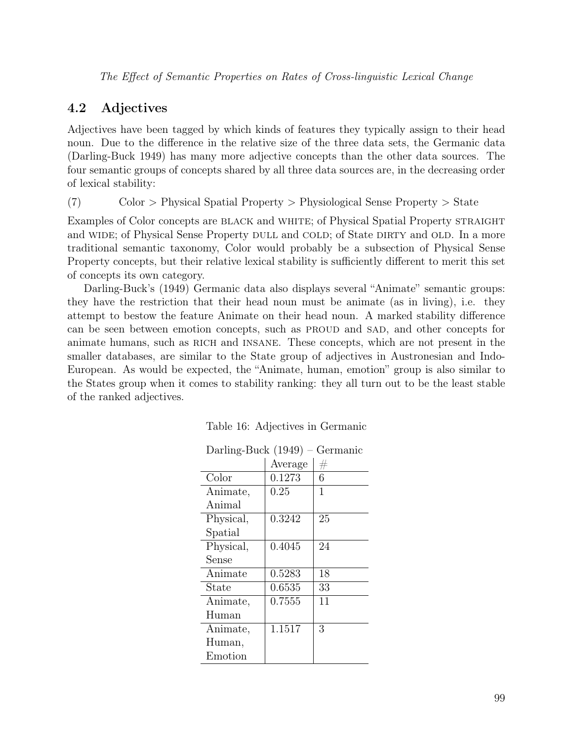## 4.2 Adjectives

Adjectives have been tagged by which kinds of features they typically assign to their head noun. Due to the difference in the relative size of the three data sets, the Germanic data (Darling-Buck 1949) has many more adjective concepts than the other data sources. The four semantic groups of concepts shared by all three data sources are, in the decreasing order of lexical stability:

(7) Color > Physical Spatial Property > Physiological Sense Property > State

Examples of Color concepts are BLACK and WHITE; of Physical Spatial Property STRAIGHT and WIDE; of Physical Sense Property DULL and COLD; of State DIRTY and OLD. In a more traditional semantic taxonomy, Color would probably be a subsection of Physical Sense Property concepts, but their relative lexical stability is sufficiently different to merit this set of concepts its own category.

Darling-Buck's (1949) Germanic data also displays several "Animate" semantic groups: they have the restriction that their head noun must be animate (as in living), i.e. they attempt to bestow the feature Animate on their head noun. A marked stability difference can be seen between emotion concepts, such as PROUD and SAD, and other concepts for animate humans, such as RICH and INSANE. These concepts, which are not present in the smaller databases, are similar to the State group of adjectives in Austronesian and Indo-European. As would be expected, the "Animate, human, emotion" group is also similar to the States group when it comes to stability ranking: they all turn out to be the least stable of the ranked adjectives.

Table 16: Adjectives in Germanic

Darling-Buck (1949) – Germanic

| | Average | # |
|---|---|---|
| Color | 0.1273 | 6 |
| Animate, Animal | 0.25 | 1 |
| Physical, Spatial | 0.3242 | 25 |
| Physical, Sense | 0.4045 | 24 |
| Animate | 0.5283 | 18 |
| State | 0.6535 | 33 |
| Animate, Human | 0.7555 | 11 |
| Animate, Human, Emotion | 1.1517 | 3 |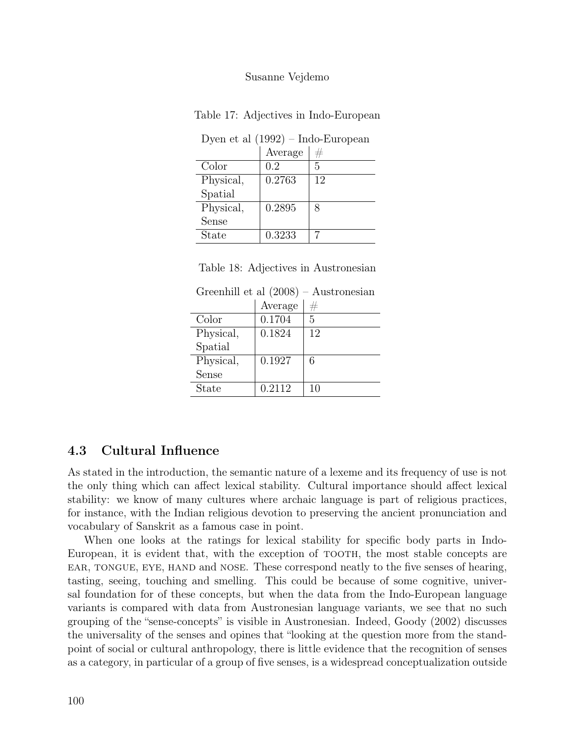Table 17: Adjectives in Indo-European

| Dyen et al (1992) – Indo-European | | |
|---|---|---|
| | Average | # |
| Color | 0.2 | 5 |
| Physical, Spatial | 0.2763 | 12 |
| Physical, Sense | 0.2895 | 8 |
| State | 0.3233 | 7 |

Table 18: Adjectives in Austronesian

| Greenhill et al (2008) – Austronesian | | |
|---|---|---|
| | Average | # |
| Color | 0.1704 | 5 |
| Physical, Spatial | 0.1824 | 12 |
| Physical, Sense | 0.1927 | 6 |
| State | 0.2112 | 10 |

### 4.3 Cultural Influence

As stated in the introduction, the semantic nature of a lexeme and its frequency of use is not the only thing which can affect lexical stability. Cultural importance should affect lexical stability: we know of many cultures where archaic language is part of religious practices, for instance, with the Indian religious devotion to preserving the ancient pronunciation and vocabulary of Sanskrit as a famous case in point.

When one looks at the ratings for lexical stability for specific body parts in Indo-European, it is evident that, with the exception of TOOTH, the most stable concepts are EAR, TONGUE, EYE, HAND and NOSE. These correspond neatly to the five senses of hearing, tasting, seeing, touching and smelling. This could be because of some cognitive, universal foundation for of these concepts, but when the data from the Indo-European language variants is compared with data from Austronesian language variants, we see that no such grouping of the "sense-concepts" is visible in Austronesian. Indeed, Goody (2002) discusses the universality of the senses and opines that "looking at the question more from the standpoint of social or cultural anthropology, there is little evidence that the recognition of senses as a category, in particular of a group of five senses, is a widespread conceptualization outside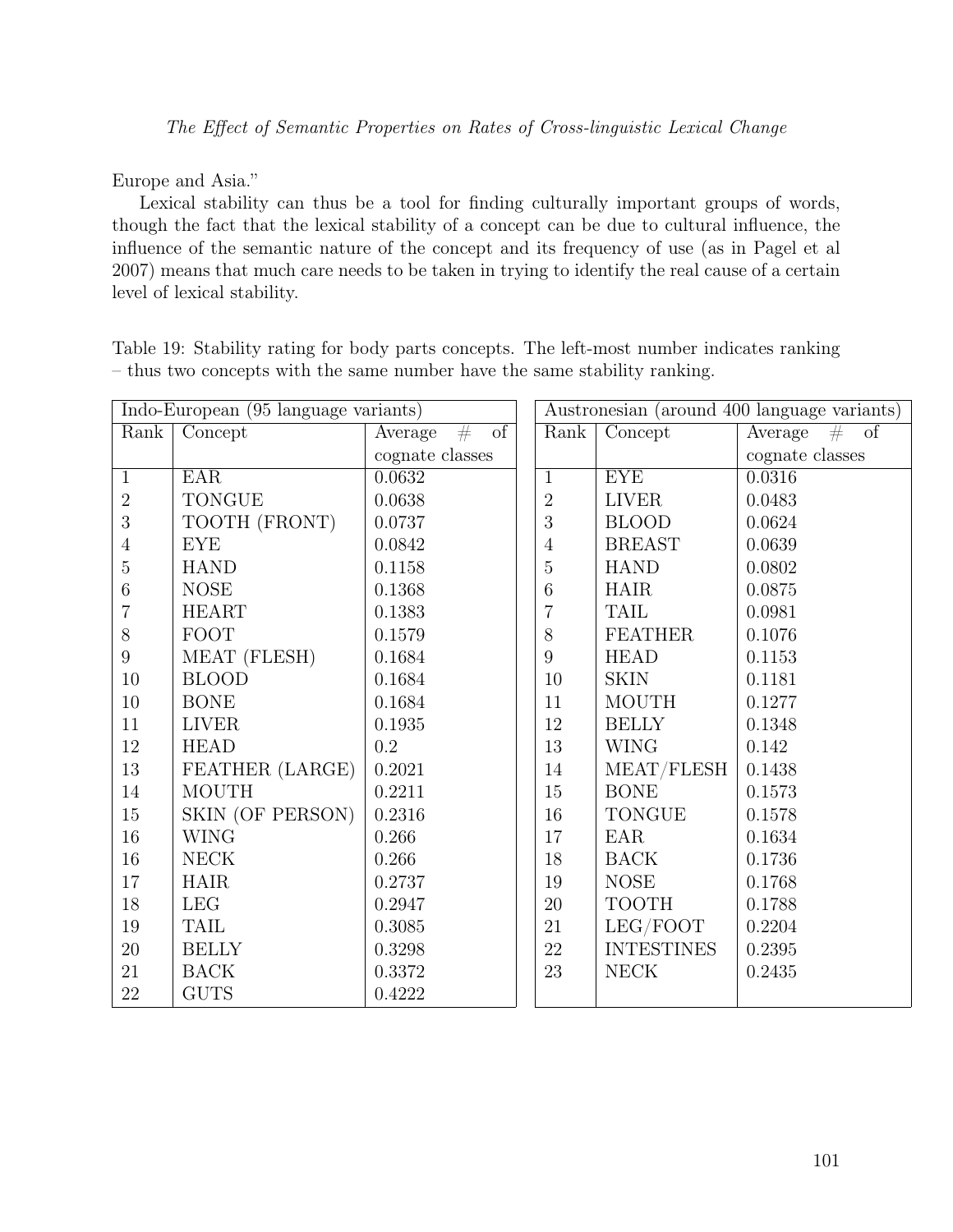Europe and Asia."

Lexical stability can thus be a tool for finding culturally important groups of words, though the fact that the lexical stability of a concept can be due to cultural influence, the influence of the semantic nature of the concept and its frequency of use (as in Pagel et al 2007) means that much care needs to be taken in trying to identify the real cause of a certain level of lexical stability.

Table 19: Stability rating for body parts concepts. The left-most number indicates ranking – thus two concepts with the same number have the same stability ranking.

| Indo-European (95 language variants) | | | Austronesian (around 400 language variants) | | |
|---|---|---|---|---|---|
| Rank | Concept | Average # of cognate classes | Rank | Concept | Average # of cognate classes |
| 1 | EAR | 0.0632 | 1 | EYE | 0.0316 |
| 2 | TONGUE | 0.0638 | 2 | LIVER | 0.0483 |
| 3 | TOOTH (FRONT) | 0.0737 | 3 | BLOOD | 0.0624 |
| 4 | EYE | 0.0842 | 4 | BREAST | 0.0639 |
| 5 | HAND | 0.1158 | 5 | HAND | 0.0802 |
| 6 | NOSE | 0.1368 | 6 | HAIR | 0.0875 |
| 7 | HEART | 0.1383 | 7 | TAIL | 0.0981 |
| 8 | FOOT | 0.1579 | 8 | FEATHER | 0.1076 |
| 9 | MEAT (FLESH) | 0.1684 | 9 | HEAD | 0.1153 |
| 10 | BLOOD | 0.1684 | 10 | SKIN | 0.1181 |
| 10 | BONE | 0.1684 | 11 | MOUTH | 0.1277 |
| 11 | LIVER | 0.1935 | 12 | BELLY | 0.1348 |
| 12 | HEAD | 0.2 | 13 | WING | 0.142 |
| 13 | FEATHER (LARGE) | 0.2021 | 14 | MEAT/FLESH | 0.1438 |
| 14 | MOUTH | 0.2211 | 15 | BONE | 0.1573 |
| 15 | SKIN (OF PERSON) | 0.2316 | 16 | TONGUE | 0.1578 |
| 16 | WING | 0.266 | 17 | EAR | 0.1634 |
| 16 | NECK | 0.266 | 18 | BACK | 0.1736 |
| 17 | HAIR | 0.2737 | 19 | NOSE | 0.1768 |
| 18 | LEG | 0.2947 | 20 | TOOTH | 0.1788 |
| 19 | TAIL | 0.3085 | 21 | LEG/FOOT | 0.2204 |
| 20 | BELLY | 0.3298 | 22 | INTESTINES | 0.2395 |
| 21 | BACK | 0.3372 | 23 | NECK | 0.2435 |
| 22 | GUTS | 0.4222 | | | |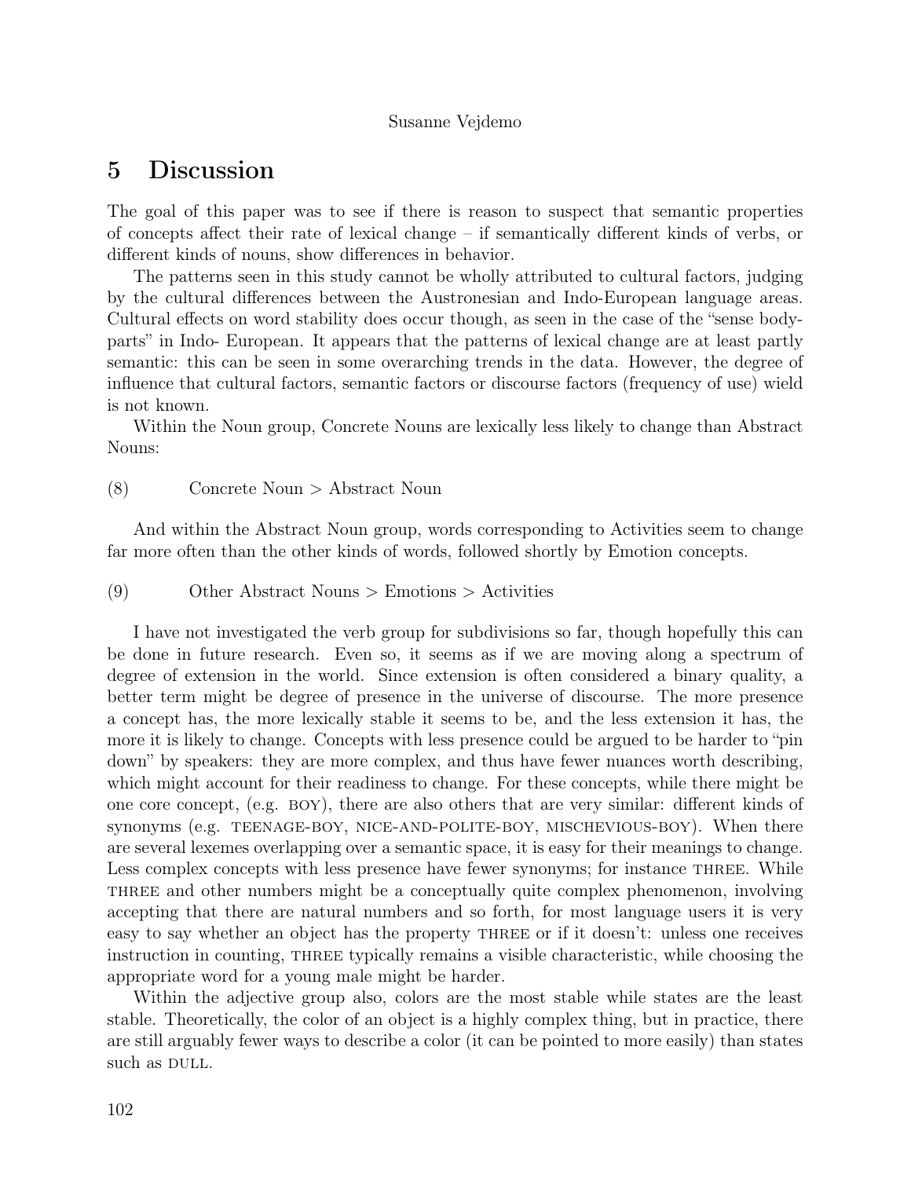## 5 Discussion

The goal of this paper was to see if there is reason to suspect that semantic properties of concepts affect their rate of lexical change – if semantically different kinds of verbs, or different kinds of nouns, show differences in behavior.

The patterns seen in this study cannot be wholly attributed to cultural factors, judging by the cultural differences between the Austronesian and Indo-European language areas. Cultural effects on word stability does occur though, as seen in the case of the "sense body-parts" in Indo- European. It appears that the patterns of lexical change are at least partly semantic: this can be seen in some overarching trends in the data. However, the degree of influence that cultural factors, semantic factors or discourse factors (frequency of use) wield is not known.

Within the Noun group, Concrete Nouns are lexically less likely to change than Abstract Nouns:

(8) Concrete Noun > Abstract Noun

And within the Abstract Noun group, words corresponding to Activities seem to change far more often than the other kinds of words, followed shortly by Emotion concepts.

(9) Other Abstract Nouns > Emotions > Activities

I have not investigated the verb group for subdivisions so far, though hopefully this can be done in future research. Even so, it seems as if we are moving along a spectrum of degree of extension in the world. Since extension is often considered a binary quality, a better term might be degree of presence in the universe of discourse. The more presence a concept has, the more lexically stable it seems to be, and the less extension it has, the more it is likely to change. Concepts with less presence could be argued to be harder to "pin down" by speakers: they are more complex, and thus have fewer nuances worth describing, which might account for their readiness to change. For these concepts, while there might be one core concept, (e.g. BOY), there are also others that are very similar: different kinds of synonyms (e.g. TEENAGE-BOY, NICE-AND-POLITE-BOY, MISCHEVIOUS-BOY). When there are several lexemes overlapping over a semantic space, it is easy for their meanings to change. Less complex concepts with less presence have fewer synonyms; for instance THREE. While THREE and other numbers might be a conceptually quite complex phenomenon, involving accepting that there are natural numbers and so forth, for most language users it is very easy to say whether an object has the property THREE or if it doesn't: unless one receives instruction in counting, THREE typically remains a visible characteristic, while choosing the appropriate word for a young male might be harder.

Within the adjective group also, colors are the most stable while states are the least stable. Theoretically, the color of an object is a highly complex thing, but in practice, there are still arguably fewer ways to describe a color (it can be pointed to more easily) than states such as DULL.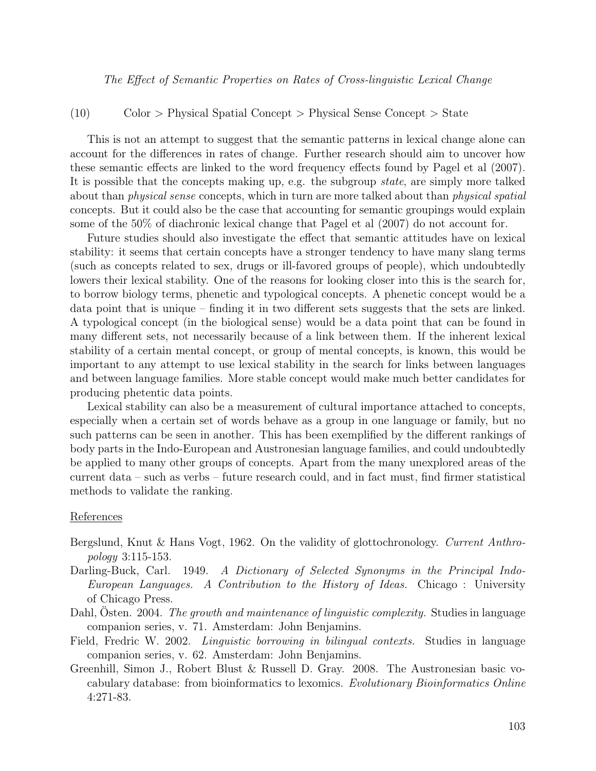(10) Color > Physical Spatial Concept > Physical Sense Concept > State

This is not an attempt to suggest that the semantic patterns in lexical change alone can account for the differences in rates of change. Further research should aim to uncover how these semantic effects are linked to the word frequency effects found by Pagel et al (2007). It is possible that the concepts making up, e.g. the subgroup *state*, are simply more talked about than *physical sense* concepts, which in turn are more talked about than *physical spatial* concepts. But it could also be the case that accounting for semantic groupings would explain some of the 50% of diachronic lexical change that Pagel et al (2007) do not account for.

Future studies should also investigate the effect that semantic attitudes have on lexical stability: it seems that certain concepts have a stronger tendency to have many slang terms (such as concepts related to sex, drugs or ill-favored groups of people), which undoubtedly lowers their lexical stability. One of the reasons for looking closer into this is the search for, to borrow biology terms, phenetic and typological concepts. A phenetic concept would be a data point that is unique – finding it in two different sets suggests that the sets are linked. A typological concept (in the biological sense) would be a data point that can be found in many different sets, not necessarily because of a link between them. If the inherent lexical stability of a certain mental concept, or group of mental concepts, is known, this would be important to any attempt to use lexical stability in the search for links between languages and between language families. More stable concept would make much better candidates for producing phetentic data points.

Lexical stability can also be a measurement of cultural importance attached to concepts, especially when a certain set of words behave as a group in one language or family, but no such patterns can be seen in another. This has been exemplified by the different rankings of body parts in the Indo-European and Austronesian language families, and could undoubtedly be applied to many other groups of concepts. Apart from the many unexplored areas of the current data – such as verbs – future research could, and in fact must, find firmer statistical methods to validate the ranking.

## References

Bergslund, Knut & Hans Vogt, 1962. On the validity of glottochronology. *Current Anthropology* 3:115-153.

Darling-Buck, Carl. 1949. *A Dictionary of Selected Synonyms in the Principal Indo-European Languages. A Contribution to the History of Ideas.* Chicago : University of Chicago Press.

Dahl, Östen. 2004. *The growth and maintenance of linguistic complexity.* Studies in language companion series, v. 71. Amsterdam: John Benjamins.

Field, Fredric W. 2002. *Linguistic borrowing in bilingual contexts.* Studies in language companion series, v. 62. Amsterdam: John Benjamins.

Greenhill, Simon J., Robert Blust & Russell D. Gray. 2008. The Austronesian basic vocabulary database: from bioinformatics to lexomics. *Evolutionary Bioinformatics Online* 4:271-83.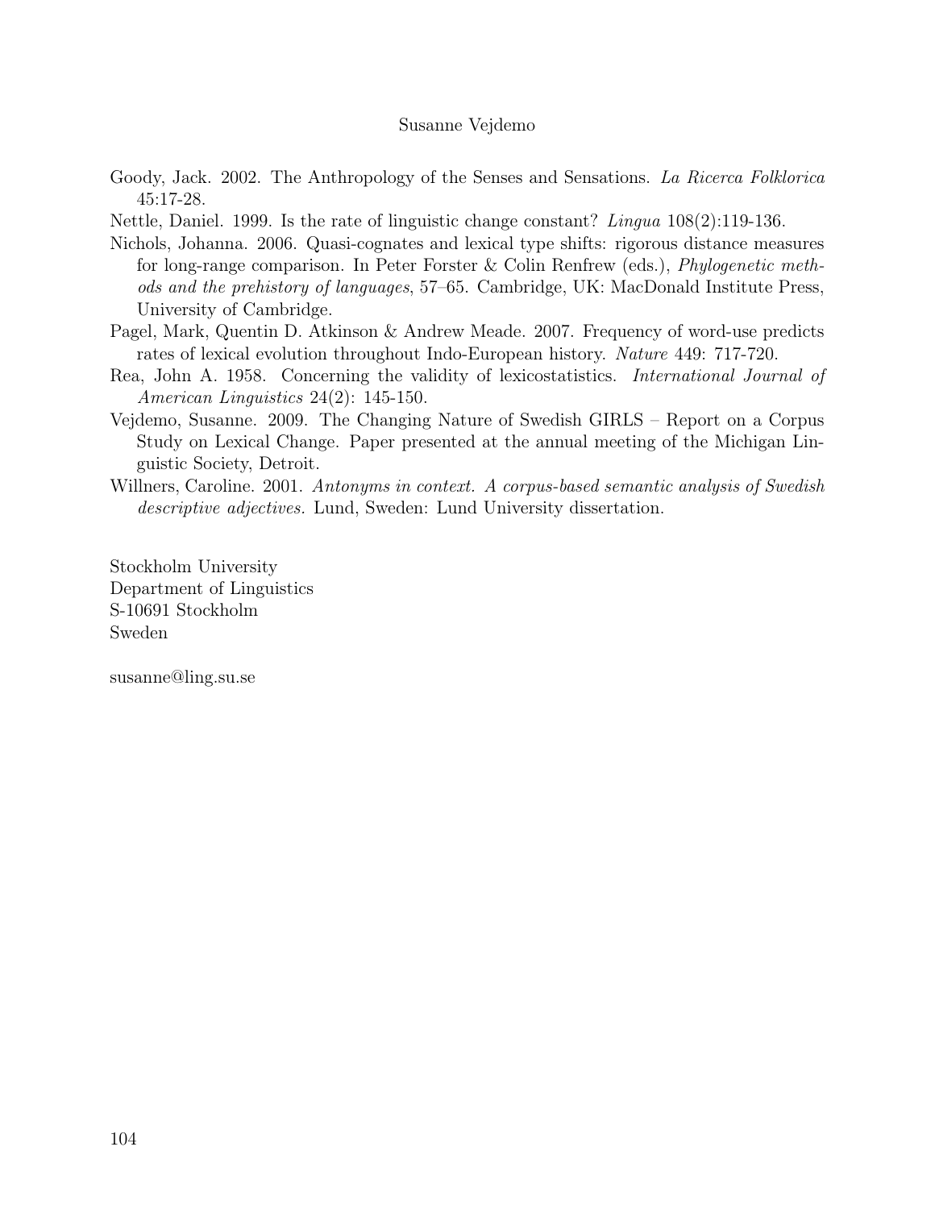Goody, Jack. 2002. The Anthropology of the Senses and Sensations. *La Ricerca Folklorica* 45:17-28.

Nettle, Daniel. 1999. Is the rate of linguistic change constant? *Lingua* 108(2):119-136.

Nichols, Johanna. 2006. Quasi-cognates and lexical type shifts: rigorous distance measures for long-range comparison. In Peter Forster & Colin Renfrew (eds.), *Phylogenetic methods and the prehistory of languages*, 57–65. Cambridge, UK: MacDonald Institute Press, University of Cambridge.

Pagel, Mark, Quentin D. Atkinson & Andrew Meade. 2007. Frequency of word-use predicts rates of lexical evolution throughout Indo-European history. *Nature* 449: 717-720.

Rea, John A. 1958. Concerning the validity of lexicostatistics. *International Journal of American Linguistics* 24(2): 145-150.

Vejdemo, Susanne. 2009. The Changing Nature of Swedish GIRLS – Report on a Corpus Study on Lexical Change. Paper presented at the annual meeting of the Michigan Linguistic Society, Detroit.

Willners, Caroline. 2001. *Antonyms in context. A corpus-based semantic analysis of Swedish descriptive adjectives.* Lund, Sweden: Lund University dissertation.

Stockholm University
Department of Linguistics
S-10691 Stockholm
Sweden

susanne@ling.su.se